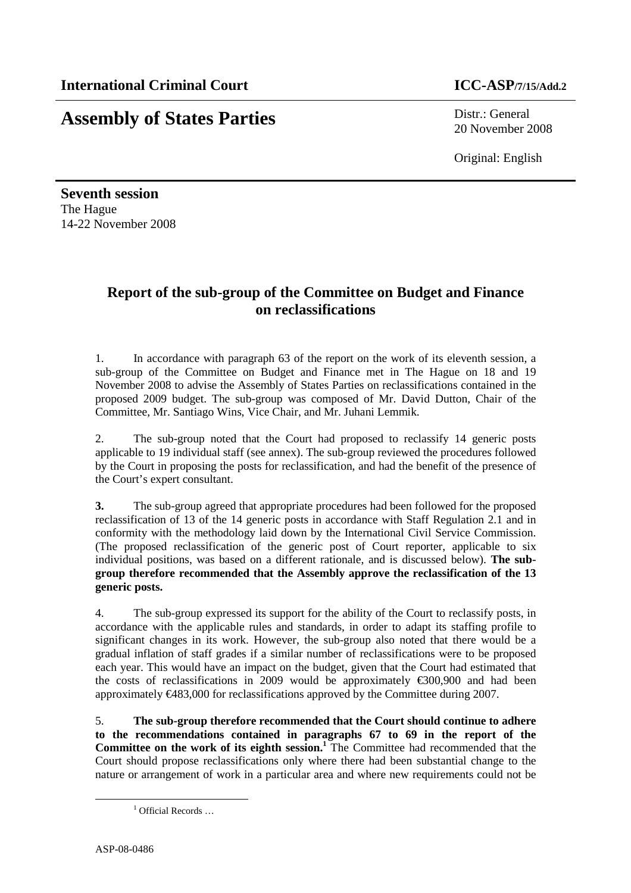**International Criminal Court** **ICC-ASP/7/15/Add.2**

# Assembly of States Parties

Distr.: General
20 November 2008

Original: English

**Seventh session**
The Hague
14-22 November 2008

## Report of the sub-group of the Committee on Budget and Finance on reclassifications

1. In accordance with paragraph 63 of the report on the work of its eleventh session, a sub-group of the Committee on Budget and Finance met in The Hague on 18 and 19 November 2008 to advise the Assembly of States Parties on reclassifications contained in the proposed 2009 budget. The sub-group was composed of Mr. David Dutton, Chair of the Committee, Mr. Santiago Wins, Vice Chair, and Mr. Juhani Lemmik.

2. The sub-group noted that the Court had proposed to reclassify 14 generic posts applicable to 19 individual staff (see annex). The sub-group reviewed the procedures followed by the Court in proposing the posts for reclassification, and had the benefit of the presence of the Court's expert consultant.

**3.** The sub-group agreed that appropriate procedures had been followed for the proposed reclassification of 13 of the 14 generic posts in accordance with Staff Regulation 2.1 and in conformity with the methodology laid down by the International Civil Service Commission. (The proposed reclassification of the generic post of Court reporter, applicable to six individual positions, was based on a different rationale, and is discussed below). **The sub-group therefore recommended that the Assembly approve the reclassification of the 13 generic posts.**

4. The sub-group expressed its support for the ability of the Court to reclassify posts, in accordance with the applicable rules and standards, in order to adapt its staffing profile to significant changes in its work. However, the sub-group also noted that there would be a gradual inflation of staff grades if a similar number of reclassifications were to be proposed each year. This would have an impact on the budget, given that the Court had estimated that the costs of reclassifications in 2009 would be approximately €300,900 and had been approximately €483,000 for reclassifications approved by the Committee during 2007.

5. **The sub-group therefore recommended that the Court should continue to adhere to the recommendations contained in paragraphs 67 to 69 in the report of the Committee on the work of its eighth session.**[1] The Committee had recommended that the Court should propose reclassifications only where there had been substantial change to the nature or arrangement of work in a particular area and where new requirements could not be

[1] Official Records …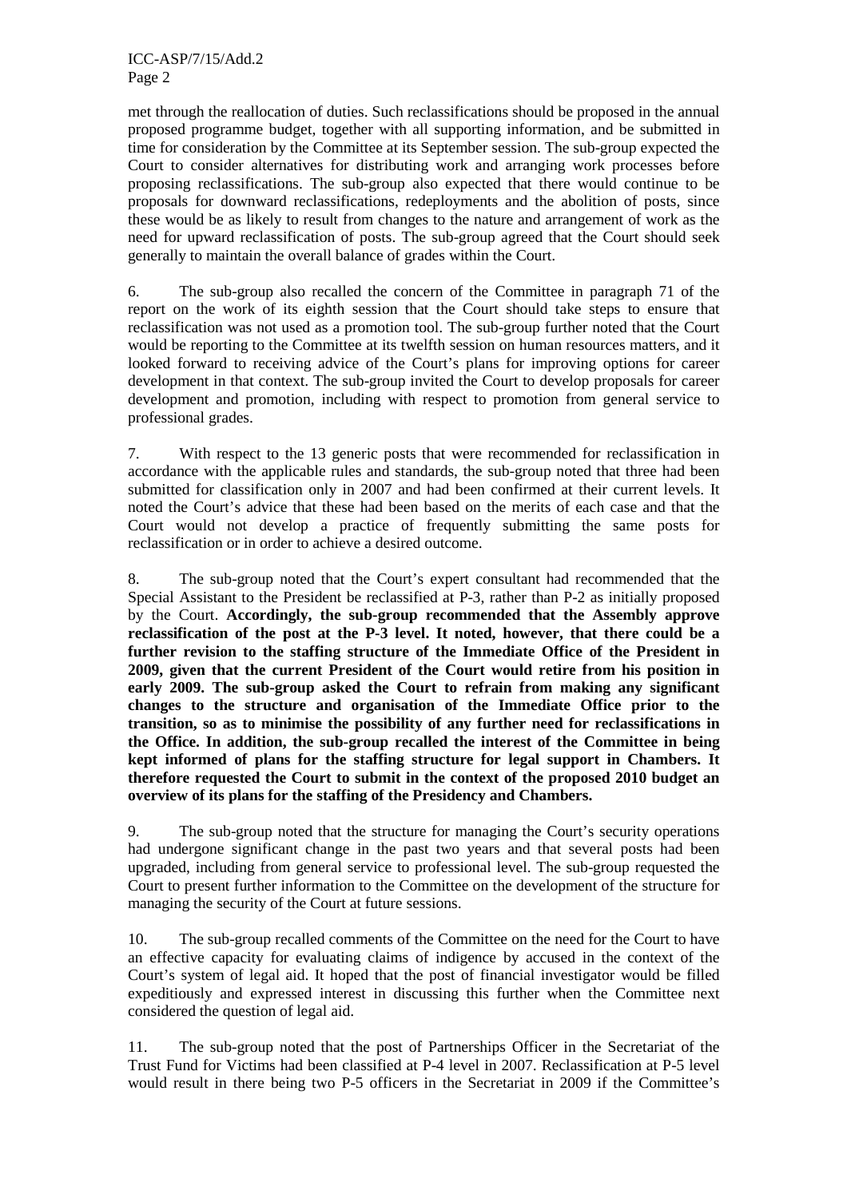met through the reallocation of duties. Such reclassifications should be proposed in the annual proposed programme budget, together with all supporting information, and be submitted in time for consideration by the Committee at its September session. The sub-group expected the Court to consider alternatives for distributing work and arranging work processes before proposing reclassifications. The sub-group also expected that there would continue to be proposals for downward reclassifications, redeployments and the abolition of posts, since these would be as likely to result from changes to the nature and arrangement of work as the need for upward reclassification of posts. The sub-group agreed that the Court should seek generally to maintain the overall balance of grades within the Court.

6. The sub-group also recalled the concern of the Committee in paragraph 71 of the report on the work of its eighth session that the Court should take steps to ensure that reclassification was not used as a promotion tool. The sub-group further noted that the Court would be reporting to the Committee at its twelfth session on human resources matters, and it looked forward to receiving advice of the Court's plans for improving options for career development in that context. The sub-group invited the Court to develop proposals for career development and promotion, including with respect to promotion from general service to professional grades.

7. With respect to the 13 generic posts that were recommended for reclassification in accordance with the applicable rules and standards, the sub-group noted that three had been submitted for classification only in 2007 and had been confirmed at their current levels. It noted the Court's advice that these had been based on the merits of each case and that the Court would not develop a practice of frequently submitting the same posts for reclassification or in order to achieve a desired outcome.

8. The sub-group noted that the Court's expert consultant had recommended that the Special Assistant to the President be reclassified at P-3, rather than P-2 as initially proposed by the Court. **Accordingly, the sub-group recommended that the Assembly approve reclassification of the post at the P-3 level. It noted, however, that there could be a further revision to the staffing structure of the Immediate Office of the President in 2009, given that the current President of the Court would retire from his position in early 2009. The sub-group asked the Court to refrain from making any significant changes to the structure and organisation of the Immediate Office prior to the transition, so as to minimise the possibility of any further need for reclassifications in the Office. In addition, the sub-group recalled the interest of the Committee in being kept informed of plans for the staffing structure for legal support in Chambers. It therefore requested the Court to submit in the context of the proposed 2010 budget an overview of its plans for the staffing of the Presidency and Chambers.**

9. The sub-group noted that the structure for managing the Court's security operations had undergone significant change in the past two years and that several posts had been upgraded, including from general service to professional level. The sub-group requested the Court to present further information to the Committee on the development of the structure for managing the security of the Court at future sessions.

10. The sub-group recalled comments of the Committee on the need for the Court to have an effective capacity for evaluating claims of indigence by accused in the context of the Court's system of legal aid. It hoped that the post of financial investigator would be filled expeditiously and expressed interest in discussing this further when the Committee next considered the question of legal aid.

11. The sub-group noted that the post of Partnerships Officer in the Secretariat of the Trust Fund for Victims had been classified at P-4 level in 2007. Reclassification at P-5 level would result in there being two P-5 officers in the Secretariat in 2009 if the Committee's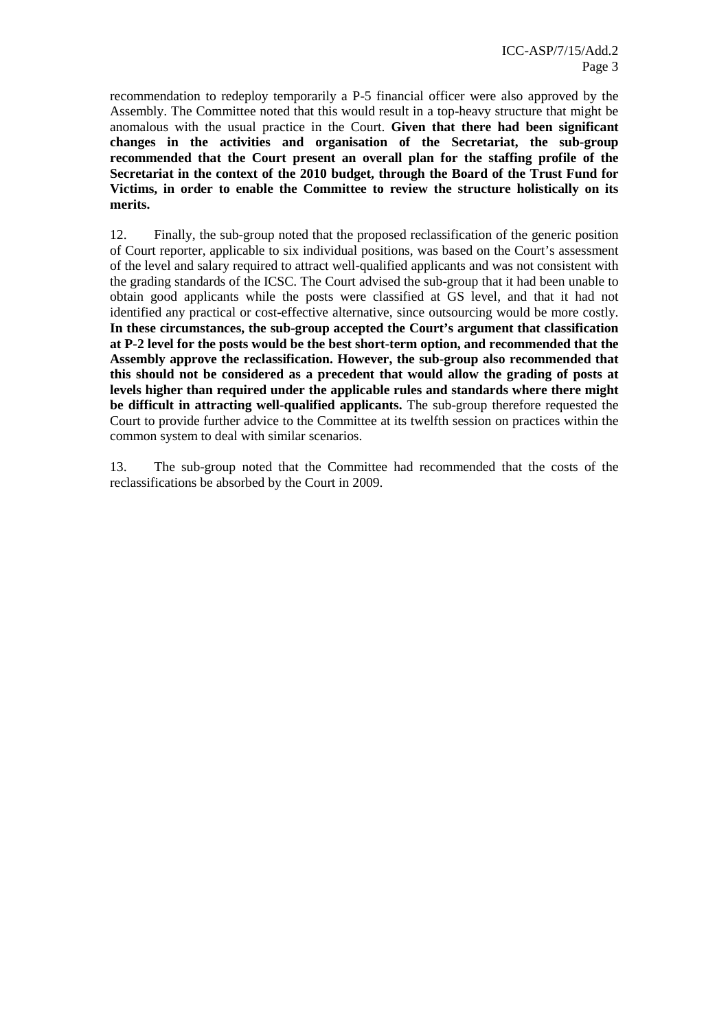recommendation to redeploy temporarily a P-5 financial officer were also approved by the Assembly. The Committee noted that this would result in a top-heavy structure that might be anomalous with the usual practice in the Court. **Given that there had been significant changes in the activities and organisation of the Secretariat, the sub-group recommended that the Court present an overall plan for the staffing profile of the Secretariat in the context of the 2010 budget, through the Board of the Trust Fund for Victims, in order to enable the Committee to review the structure holistically on its merits.**

12. Finally, the sub-group noted that the proposed reclassification of the generic position of Court reporter, applicable to six individual positions, was based on the Court's assessment of the level and salary required to attract well-qualified applicants and was not consistent with the grading standards of the ICSC. The Court advised the sub-group that it had been unable to obtain good applicants while the posts were classified at GS level, and that it had not identified any practical or cost-effective alternative, since outsourcing would be more costly. **In these circumstances, the sub-group accepted the Court's argument that classification at P-2 level for the posts would be the best short-term option, and recommended that the Assembly approve the reclassification. However, the sub-group also recommended that this should not be considered as a precedent that would allow the grading of posts at levels higher than required under the applicable rules and standards where there might be difficult in attracting well-qualified applicants.** The sub-group therefore requested the Court to provide further advice to the Committee at its twelfth session on practices within the common system to deal with similar scenarios.

13. The sub-group noted that the Committee had recommended that the costs of the reclassifications be absorbed by the Court in 2009.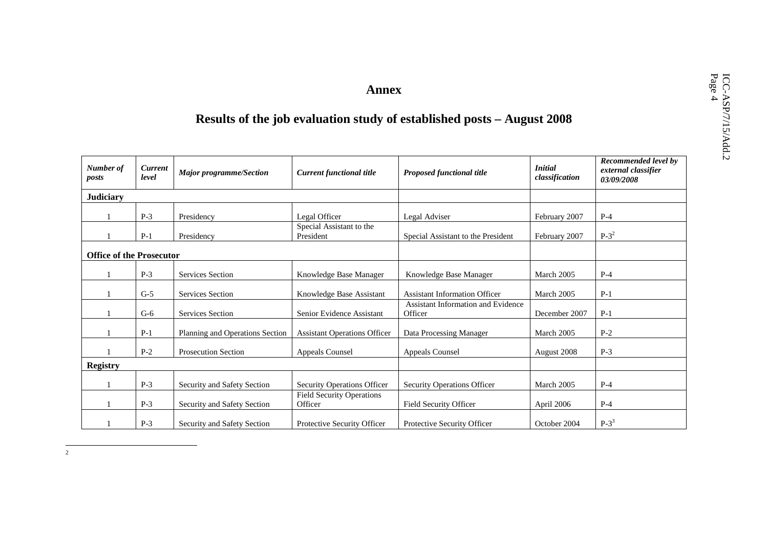# Annex

## Results of the job evaluation study of established posts – August 2008

| *Number of posts* | *Current level* | *Major programme/Section* | *Current functional title* | *Proposed functional title* | *Initial classification* | *Recommended level by external classifier 03/09/2008* |
|---|---|---|---|---|---|---|
| **Judiciary** | | | | | | |
| 1 | P-3 | Presidency | Legal Officer | Legal Adviser | February 2007 | P-4 |
| 1 | P-1 | Presidency | Special Assistant to the President | Special Assistant to the President | February 2007 | P-3[2] |
| **Office of the Prosecutor** | | | | | | |
| 1 | P-3 | Services Section | Knowledge Base Manager | Knowledge Base Manager | March 2005 | P-4 |
| 1 | G-5 | Services Section | Knowledge Base Assistant | Assistant Information Officer | March 2005 | P-1 |
| 1 | G-6 | Services Section | Senior Evidence Assistant | Assistant Information and Evidence Officer | December 2007 | P-1 |
| 1 | P-1 | Planning and Operations Section | Assistant Operations Officer | Data Processing Manager | March 2005 | P-2 |
| 1 | P-2 | Prosecution Section | Appeals Counsel | Appeals Counsel | August 2008 | P-3 |
| **Registry** | | | | | | |
| 1 | P-3 | Security and Safety Section | Security Operations Officer | Security Operations Officer | March 2005 | P-4 |
| 1 | P-3 | Security and Safety Section | Field Security Operations Officer | Field Security Officer | April 2006 | P-4 |
| 1 | P-3 | Security and Safety Section | Protective Security Officer | Protective Security Officer | October 2004 | P-3[3] |

[2]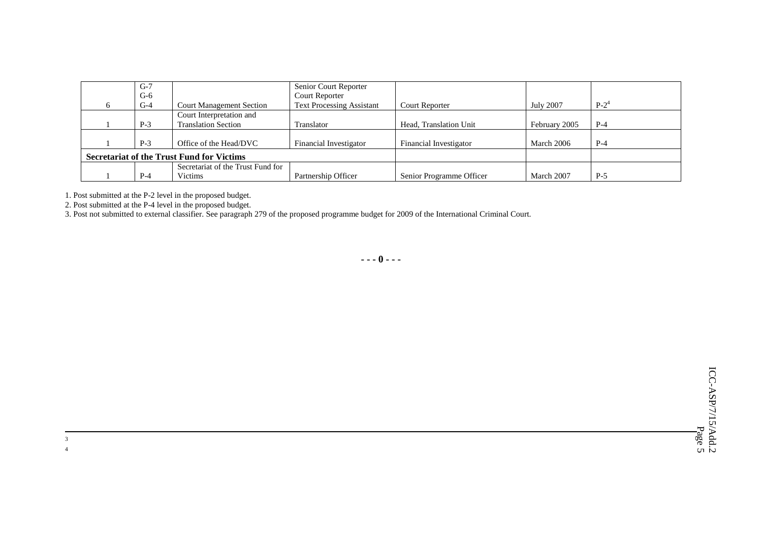| | | | | | | |
|---|---|---|---|---|---|---|
| 6 | G-7<br>G-6<br>G-4 | Court Management Section | Senior Court Reporter<br>Court Reporter<br>Text Processing Assistant | Court Reporter | July 2007 | P-2[4] |
| 1 | P-3 | Court Interpretation and Translation Section | Translator | Head, Translation Unit | February 2005 | P-4 |
| 1 | P-3 | Office of the Head/DVC | Financial Investigator | Financial Investigator | March 2006 | P-4 |
| **Secretariat of the Trust Fund for Victims** | | | | | | |
| 1 | P-4 | Secretariat of the Trust Fund for Victims | Partnership Officer | Senior Programme Officer | March 2007 | P-5 |

1. Post submitted at the P-2 level in the proposed budget.
2. Post submitted at the P-4 level in the proposed budget.
3. Post not submitted to external classifier. See paragraph 279 of the proposed programme budget for 2009 of the International Criminal Court.

**- - - 0 - - -**

3

4